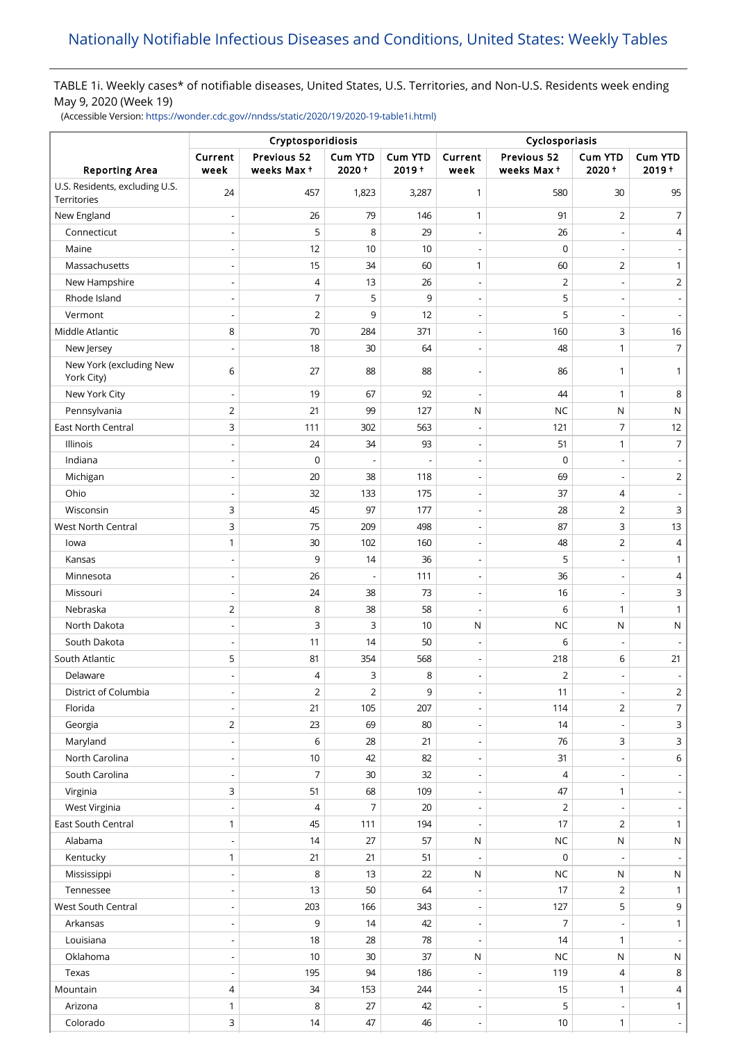# Nationally Notifiable Infectious Diseases and Conditions, United States: Weekly Tables

TABLE 1i. Weekly cases* of notifiable diseases, United States, U.S. Territories, and Non-U.S. Residents week ending May 9, 2020 (Week 19)

(Accessible Version: https://wonder.cdc.gov//nndss/static/2020/19/2020-19-table1i.html)

| Reporting Area | Cryptosporidiosis | | | | Cyclosporiasis | | | |
|---|---|---|---|---|---|---|---|---|
| | Current week | Previous 52 weeks Max † | Cum YTD 2020 † | Cum YTD 2019 † | Current week | Previous 52 weeks Max † | Cum YTD 2020 † | Cum YTD 2019 † |
| U.S. Residents, excluding U.S. Territories | 24 | 457 | 1,823 | 3,287 | 1 | 580 | 30 | 95 |
| New England | - | 26 | 79 | 146 | 1 | 91 | 2 | 7 |
| Connecticut | - | 5 | 8 | 29 | - | 26 | - | 4 |
| Maine | - | 12 | 10 | 10 | - | 0 | - | - |
| Massachusetts | - | 15 | 34 | 60 | 1 | 60 | 2 | 1 |
| New Hampshire | - | 4 | 13 | 26 | - | 2 | - | 2 |
| Rhode Island | - | 7 | 5 | 9 | - | 5 | - | - |
| Vermont | - | 2 | 9 | 12 | - | 5 | - | - |
| Middle Atlantic | 8 | 70 | 284 | 371 | - | 160 | 3 | 16 |
| New Jersey | - | 18 | 30 | 64 | - | 48 | 1 | 7 |
| New York (excluding New York City) | 6 | 27 | 88 | 88 | - | 86 | 1 | 1 |
| New York City | - | 19 | 67 | 92 | - | 44 | 1 | 8 |
| Pennsylvania | 2 | 21 | 99 | 127 | N | NC | N | N |
| East North Central | 3 | 111 | 302 | 563 | - | 121 | 7 | 12 |
| Illinois | - | 24 | 34 | 93 | - | 51 | 1 | 7 |
| Indiana | - | 0 | - | - | - | 0 | - | - |
| Michigan | - | 20 | 38 | 118 | - | 69 | - | 2 |
| Ohio | - | 32 | 133 | 175 | - | 37 | 4 | - |
| Wisconsin | 3 | 45 | 97 | 177 | - | 28 | 2 | 3 |
| West North Central | 3 | 75 | 209 | 498 | - | 87 | 3 | 13 |
| Iowa | 1 | 30 | 102 | 160 | - | 48 | 2 | 4 |
| Kansas | - | 9 | 14 | 36 | - | 5 | - | 1 |
| Minnesota | - | 26 | - | 111 | - | 36 | - | 4 |
| Missouri | - | 24 | 38 | 73 | - | 16 | - | 3 |
| Nebraska | 2 | 8 | 38 | 58 | - | 6 | 1 | 1 |
| North Dakota | - | 3 | 3 | 10 | N | NC | N | N |
| South Dakota | - | 11 | 14 | 50 | - | 6 | - | - |
| South Atlantic | 5 | 81 | 354 | 568 | - | 218 | 6 | 21 |
| Delaware | - | 4 | 3 | 8 | - | 2 | - | - |
| District of Columbia | - | 2 | 2 | 9 | - | 11 | - | 2 |
| Florida | - | 21 | 105 | 207 | - | 114 | 2 | 7 |
| Georgia | 2 | 23 | 69 | 80 | - | 14 | - | 3 |
| Maryland | - | 6 | 28 | 21 | - | 76 | 3 | 3 |
| North Carolina | - | 10 | 42 | 82 | - | 31 | - | 6 |
| South Carolina | - | 7 | 30 | 32 | - | 4 | - | - |
| Virginia | 3 | 51 | 68 | 109 | - | 47 | 1 | - |
| West Virginia | - | 4 | 7 | 20 | - | 2 | - | - |
| East South Central | 1 | 45 | 111 | 194 | - | 17 | 2 | 1 |
| Alabama | - | 14 | 27 | 57 | N | NC | N | N |
| Kentucky | 1 | 21 | 21 | 51 | - | 0 | - | - |
| Mississippi | - | 8 | 13 | 22 | N | NC | N | N |
| Tennessee | - | 13 | 50 | 64 | - | 17 | 2 | 1 |
| West South Central | - | 203 | 166 | 343 | - | 127 | 5 | 9 |
| Arkansas | - | 9 | 14 | 42 | - | 7 | - | 1 |
| Louisiana | - | 18 | 28 | 78 | - | 14 | 1 | - |
| Oklahoma | - | 10 | 30 | 37 | N | NC | N | N |
| Texas | - | 195 | 94 | 186 | - | 119 | 4 | 8 |
| Mountain | 4 | 34 | 153 | 244 | - | 15 | 1 | 4 |
| Arizona | 1 | 8 | 27 | 42 | - | 5 | - | 1 |
| Colorado | 3 | 14 | 47 | 46 | - | 10 | 1 | - |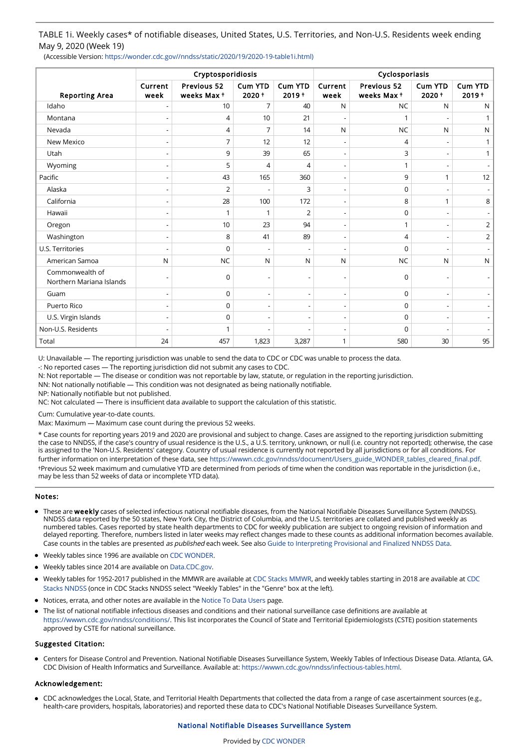TABLE 1i. Weekly cases* of notifiable diseases, United States, U.S. Territories, and Non-U.S. Residents week ending May 9, 2020 (Week 19)

(Accessible Version: https://wonder.cdc.gov//nndss/static/2020/19/2020-19-table1i.html)

| | Cryptosporidiosis | | | | Cyclosporiasis | | | |
|---|---|---|---|---|---|---|---|---|
| Reporting Area | Current week | Previous 52 weeks Max † | Cum YTD 2020 † | Cum YTD 2019 † | Current week | Previous 52 weeks Max † | Cum YTD 2020 † | Cum YTD 2019 † |
| Idaho | - | 10 | 7 | 40 | N | NC | N | N |
| Montana | - | 4 | 10 | 21 | - | 1 | - | 1 |
| Nevada | - | 4 | 7 | 14 | N | NC | N | N |
| New Mexico | - | 7 | 12 | 12 | - | 4 | - | 1 |
| Utah | - | 9 | 39 | 65 | - | 3 | - | 1 |
| Wyoming | - | 5 | 4 | 4 | - | 1 | - | - |
| Pacific | - | 43 | 165 | 360 | - | 9 | 1 | 12 |
| Alaska | - | 2 | - | 3 | - | 0 | - | - |
| California | - | 28 | 100 | 172 | - | 8 | 1 | 8 |
| Hawaii | - | 1 | 1 | 2 | - | 0 | - | - |
| Oregon | - | 10 | 23 | 94 | - | 1 | - | 2 |
| Washington | - | 8 | 41 | 89 | - | 4 | - | 2 |
| U.S. Territories | - | 0 | - | - | - | 0 | - | - |
| American Samoa | N | NC | N | N | N | NC | N | N |
| Commonwealth of Northern Mariana Islands | - | 0 | - | - | - | 0 | - | - |
| Guam | - | 0 | - | - | - | 0 | - | - |
| Puerto Rico | - | 0 | - | - | - | 0 | - | - |
| U.S. Virgin Islands | - | 0 | - | - | - | 0 | - | - |
| Non-U.S. Residents | - | 1 | - | - | - | 0 | - | - |
| Total | 24 | 457 | 1,823 | 3,287 | 1 | 580 | 30 | 95 |

U: Unavailable — The reporting jurisdiction was unable to send the data to CDC or CDC was unable to process the data.

-: No reported cases — The reporting jurisdiction did not submit any cases to CDC.

N: Not reportable — The disease or condition was not reportable by law, statute, or regulation in the reporting jurisdiction.

NN: Not nationally notifiable — This condition was not designated as being nationally notifiable.

NP: Nationally notifiable but not published.

NC: Not calculated — There is insufficient data available to support the calculation of this statistic.

Cum: Cumulative year-to-date counts.

Max: Maximum — Maximum case count during the previous 52 weeks.

\* Case counts for reporting years 2019 and 2020 are provisional and subject to change. Cases are assigned to the reporting jurisdiction submitting the case to NNDSS, if the case's country of usual residence is the U.S., a U.S. territory, unknown, or null (i.e. country not reported); otherwise, the case is assigned to the 'Non-U.S. Residents' category. Country of usual residence is currently not reported by all jurisdictions or for all conditions. For further information on interpretation of these data, see https://wwwn.cdc.gov/nndss/document/Users_guide_WONDER_tables_cleared_final.pdf.

†Previous 52 week maximum and cumulative YTD are determined from periods of time when the condition was reportable in the jurisdiction (i.e., may be less than 52 weeks of data or incomplete YTD data).

### Notes:

- These are **weekly** cases of selected infectious national notifiable diseases, from the National Notifiable Diseases Surveillance System (NNDSS). NNDSS data reported by the 50 states, New York City, the District of Columbia, and the U.S. territories are collated and published weekly as numbered tables. Cases reported by state health departments to CDC for weekly publication are subject to ongoing revision of information and delayed reporting. Therefore, numbers listed in later weeks may reflect changes made to these counts as additional information becomes available. Case counts in the tables are presented *as published* each week. See also Guide to Interpreting Provisional and Finalized NNDSS Data.
- Weekly tables since 1996 are available on CDC WONDER.
- Weekly tables since 2014 are available on Data.CDC.gov.
- Weekly tables for 1952-2017 published in the MMWR are available at CDC Stacks MMWR, and weekly tables starting in 2018 are available at CDC Stacks NNDSS (once in CDC Stacks NNDSS select "Weekly Tables" in the "Genre" box at the left).
- Notices, errata, and other notes are available in the Notice To Data Users page.
- The list of national notifiable infectious diseases and conditions and their national surveillance case definitions are available at https://wwwn.cdc.gov/nndss/conditions/. This list incorporates the Council of State and Territorial Epidemiologists (CSTE) position statements approved by CSTE for national surveillance.

### Suggested Citation:

- Centers for Disease Control and Prevention. National Notifiable Diseases Surveillance System, Weekly Tables of Infectious Disease Data. Atlanta, GA. CDC Division of Health Informatics and Surveillance. Available at: https://wwwn.cdc.gov/nndss/infectious-tables.html.

### Acknowledgement:

- CDC acknowledges the Local, State, and Territorial Health Departments that collected the data from a range of case ascertainment sources (e.g., health-care providers, hospitals, laboratories) and reported these data to CDC's National Notifiable Diseases Surveillance System.

National Notifiable Diseases Surveillance System

Provided by CDC WONDER